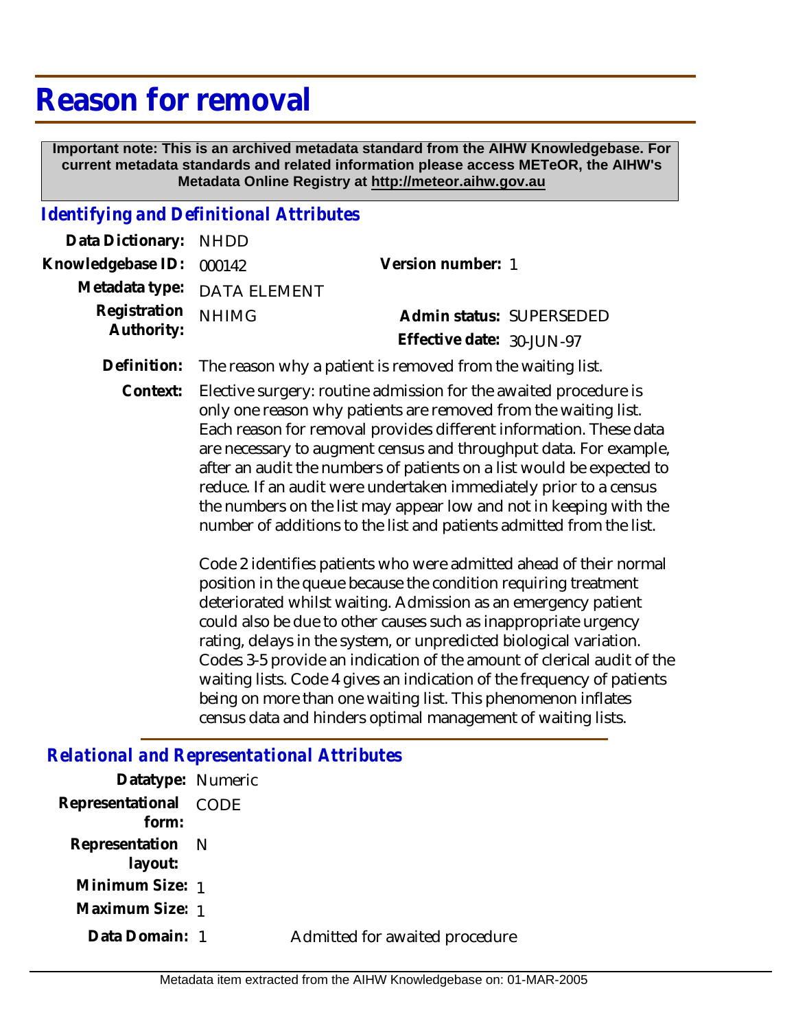# Reason for removal

**Important note: This is an archived metadata standard from the AIHW Knowledgebase. For current metadata standards and related information please access METeOR, the AIHW's Metadata Online Registry at http://meteor.aihw.gov.au**

## *Identifying and Definitional Attributes*

**Data Dictionary:** NHDD

**Knowledgebase ID:** 000142

**Version number:** 1

**Metadata type:** DATA ELEMENT

**Registration Authority:** NHIMG

**Admin status:** SUPERSEDED

**Effective date:** 30-JUN-97

**Definition:** The reason why a patient is removed from the waiting list.

**Context:** Elective surgery: routine admission for the awaited procedure is only one reason why patients are removed from the waiting list. Each reason for removal provides different information. These data are necessary to augment census and throughput data. For example, after an audit the numbers of patients on a list would be expected to reduce. If an audit were undertaken immediately prior to a census the numbers on the list may appear low and not in keeping with the number of additions to the list and patients admitted from the list.

Code 2 identifies patients who were admitted ahead of their normal position in the queue because the condition requiring treatment deteriorated whilst waiting. Admission as an emergency patient could also be due to other causes such as inappropriate urgency rating, delays in the system, or unpredicted biological variation. Codes 3-5 provide an indication of the amount of clerical audit of the waiting lists. Code 4 gives an indication of the frequency of patients being on more than one waiting list. This phenomenon inflates census data and hinders optimal management of waiting lists.

## *Relational and Representational Attributes*

**Datatype:** Numeric

**Representational form:** CODE

**Representation layout:** N

**Minimum Size:** 1

**Maximum Size:** 1

**Data Domain:** 1 Admitted for awaited procedure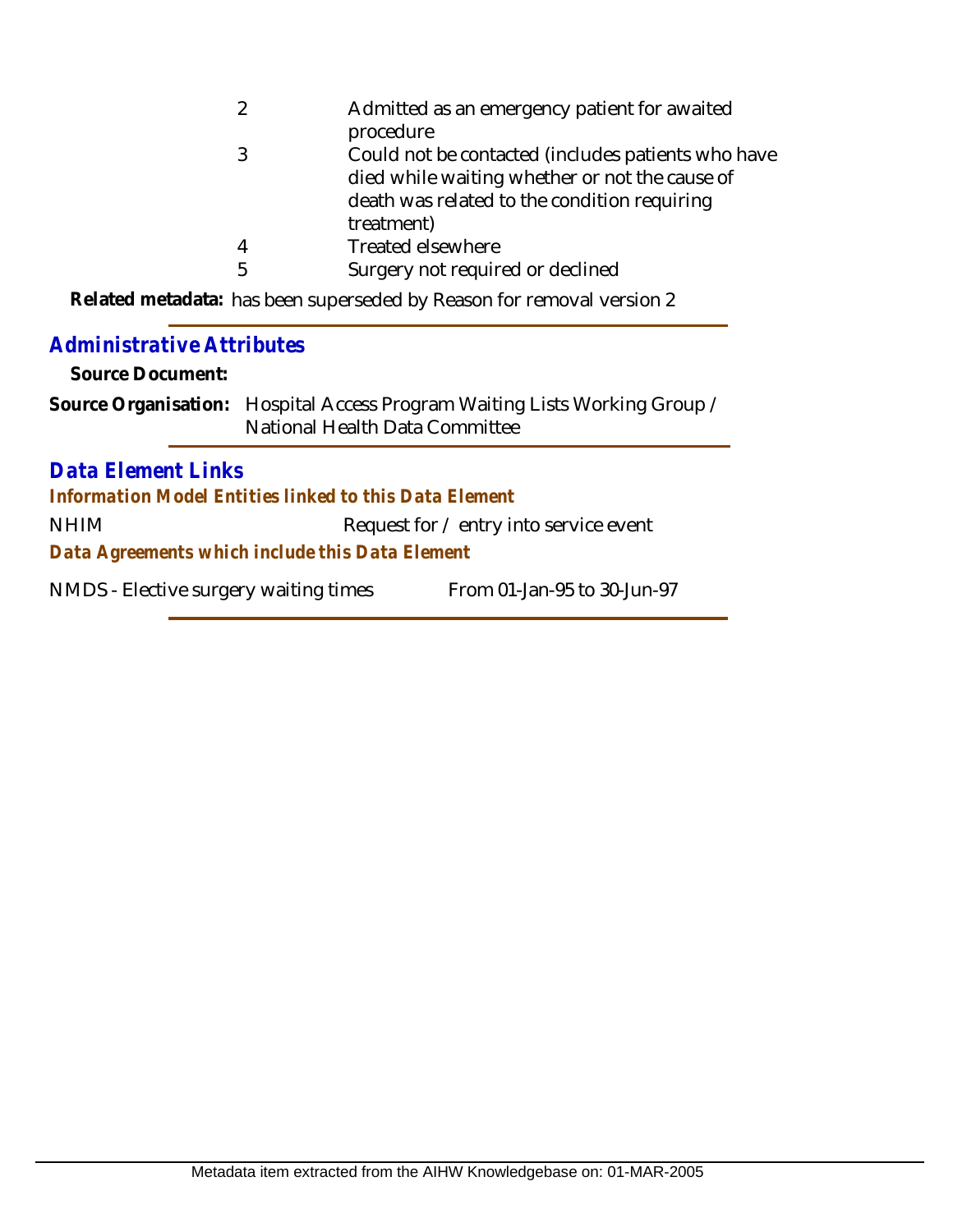| | |
|---|---|
| 2 | Admitted as an emergency patient for awaited procedure |
| 3 | Could not be contacted (includes patients who have died while waiting whether or not the cause of death was related to the condition requiring treatment) |
| 4 | Treated elsewhere |
| 5 | Surgery not required or declined |

**Related metadata:** has been superseded by Reason for removal version 2

## Administrative Attributes

**Source Document:**

**Source Organisation:** Hospital Access Program Waiting Lists Working Group / National Health Data Committee

## Data Element Links

### *Information Model Entities linked to this Data Element*

NHIM — Request for / entry into service event

### *Data Agreements which include this Data Element*

NMDS - Elective surgery waiting times — From 01-Jan-95 to 30-Jun-97